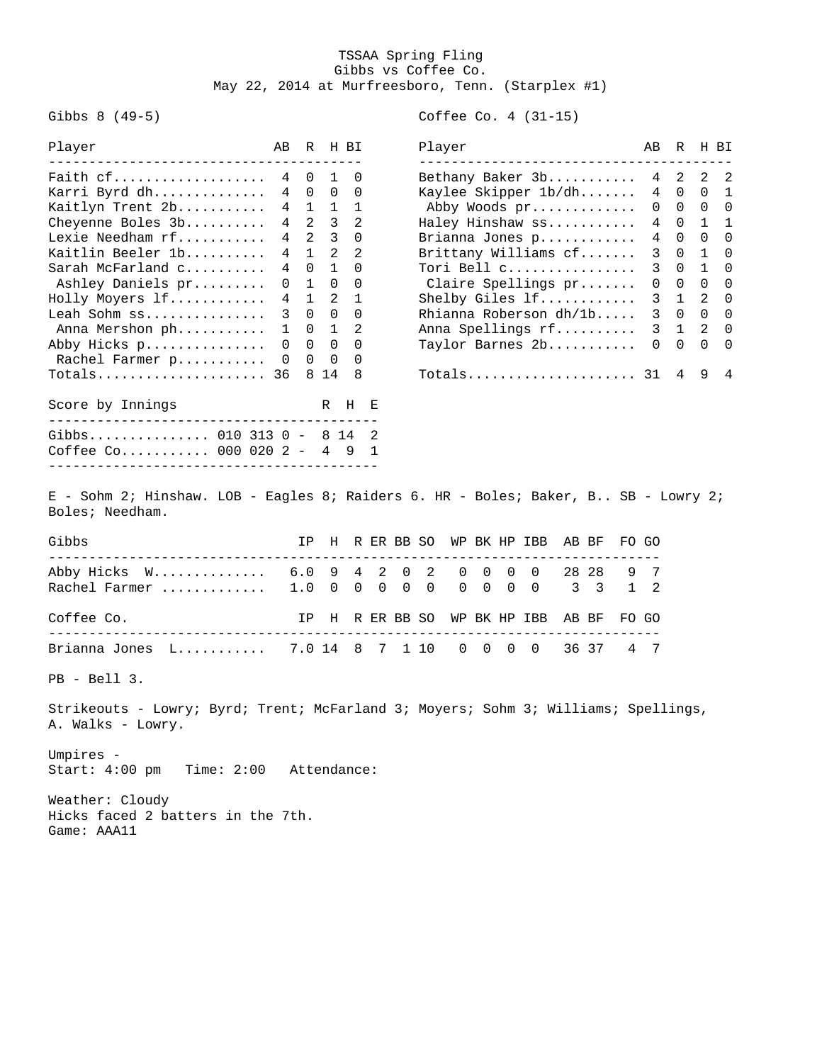# TSSAA Spring Fling

## Gibbs vs Coffee Co.

May 22, 2014 at Murfreesboro, Tenn. (Starplex #1)

### Gibbs 8 (49-5)

| Player | AB | R | H | BI |
|---|---|---|---|---|
| Faith cf | 4 | 0 | 1 | 0 |
| Karri Byrd dh | 4 | 0 | 0 | 0 |
| Kaitlyn Trent 2b | 4 | 1 | 1 | 1 |
| Cheyenne Boles 3b | 4 | 2 | 3 | 2 |
| Lexie Needham rf | 4 | 2 | 3 | 0 |
| Kaitlin Beeler 1b | 4 | 1 | 2 | 2 |
| Sarah McFarland c | 4 | 0 | 1 | 0 |
| Ashley Daniels pr | 0 | 1 | 0 | 0 |
| Holly Moyers lf | 4 | 1 | 2 | 1 |
| Leah Sohm ss | 3 | 0 | 0 | 0 |
| Anna Mershon ph | 1 | 0 | 1 | 2 |
| Abby Hicks p | 0 | 0 | 0 | 0 |
| Rachel Farmer p | 0 | 0 | 0 | 0 |
| Totals | 36 | 8 | 14 | 8 |

### Coffee Co. 4 (31-15)

| Player | AB | R | H | BI |
|---|---|---|---|---|
| Bethany Baker 3b | 4 | 2 | 2 | 2 |
| Kaylee Skipper 1b/dh | 4 | 0 | 0 | 1 |
| Abby Woods pr | 0 | 0 | 0 | 0 |
| Haley Hinshaw ss | 4 | 0 | 1 | 1 |
| Brianna Jones p | 4 | 0 | 0 | 0 |
| Brittany Williams cf | 3 | 0 | 1 | 0 |
| Tori Bell c | 3 | 0 | 1 | 0 |
| Claire Spellings pr | 0 | 0 | 0 | 0 |
| Shelby Giles lf | 3 | 1 | 2 | 0 |
| Rhianna Roberson dh/1b | 3 | 0 | 0 | 0 |
| Anna Spellings rf | 3 | 1 | 2 | 0 |
| Taylor Barnes 2b | 0 | 0 | 0 | 0 |
| Totals | 31 | 4 | 9 | 4 |

### Score by Innings

| Team | Innings | R | H | E |
|---|---|---|---|---|
| Gibbs | 010 313 0 | 8 | 14 | 2 |
| Coffee Co. | 000 020 2 | 4 | 9 | 1 |

E - Sohm 2; Hinshaw. LOB - Eagles 8; Raiders 6. HR - Boles; Baker, B.. SB - Lowry 2; Boles; Needham.

| Gibbs | IP | H | R | ER | BB | SO | WP | BK | HP | IBB | AB | BF | FO | GO |
|---|---|---|---|---|---|---|---|---|---|---|---|---|---|---|
| Abby Hicks W | 6.0 | 9 | 4 | 2 | 0 | 2 | 0 | 0 | 0 | 0 | 28 | 28 | 9 | 7 |
| Rachel Farmer | 1.0 | 0 | 0 | 0 | 0 | 0 | 0 | 0 | 0 | 0 | 3 | 3 | 1 | 2 |

| Coffee Co. | IP | H | R | ER | BB | SO | WP | BK | HP | IBB | AB | BF | FO | GO |
|---|---|---|---|---|---|---|---|---|---|---|---|---|---|---|
| Brianna Jones L | 7.0 | 14 | 8 | 7 | 1 | 10 | 0 | 0 | 0 | 0 | 36 | 37 | 4 | 7 |

PB - Bell 3.

Strikeouts - Lowry; Byrd; Trent; McFarland 3; Moyers; Sohm 3; Williams; Spellings, A. Walks - Lowry.

Umpires -
Start: 4:00 pm   Time: 2:00   Attendance:

Weather: Cloudy
Hicks faced 2 batters in the 7th.
Game: AAA11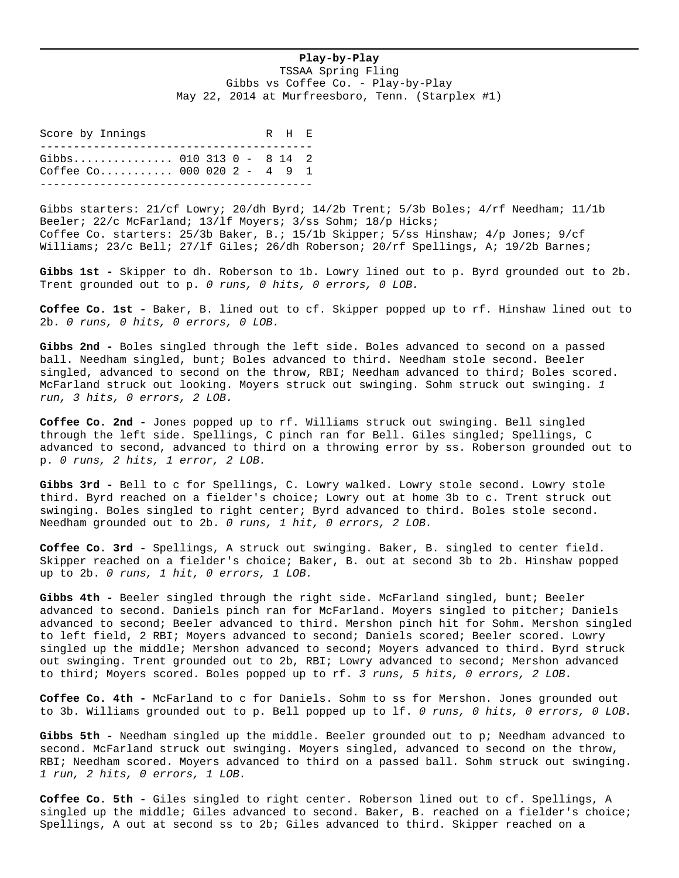**Play-by-Play**
TSSAA Spring Fling
Gibbs vs Coffee Co. - Play-by-Play
May 22, 2014 at Murfreesboro, Tenn. (Starplex #1)

| Score by Innings | | R | H | E |
|---|---|---|---|---|
| Gibbs | 010 313 0 | 8 | 14 | 2 |
| Coffee Co. | 000 020 2 | 4 | 9 | 1 |

Gibbs starters: 21/cf Lowry; 20/dh Byrd; 14/2b Trent; 5/3b Boles; 4/rf Needham; 11/1b Beeler; 22/c McFarland; 13/lf Moyers; 3/ss Sohm; 18/p Hicks;
Coffee Co. starters: 25/3b Baker, B.; 15/1b Skipper; 5/ss Hinshaw; 4/p Jones; 9/cf Williams; 23/c Bell; 27/lf Giles; 26/dh Roberson; 20/rf Spellings, A; 19/2b Barnes;

**Gibbs 1st -** Skipper to dh. Roberson to 1b. Lowry lined out to p. Byrd grounded out to 2b. Trent grounded out to p. *0 runs, 0 hits, 0 errors, 0 LOB.*

**Coffee Co. 1st -** Baker, B. lined out to cf. Skipper popped up to rf. Hinshaw lined out to 2b. *0 runs, 0 hits, 0 errors, 0 LOB.*

**Gibbs 2nd -** Boles singled through the left side. Boles advanced to second on a passed ball. Needham singled, bunt; Boles advanced to third. Needham stole second. Beeler singled, advanced to second on the throw, RBI; Needham advanced to third; Boles scored. McFarland struck out looking. Moyers struck out swinging. Sohm struck out swinging. *1 run, 3 hits, 0 errors, 2 LOB.*

**Coffee Co. 2nd -** Jones popped up to rf. Williams struck out swinging. Bell singled through the left side. Spellings, C pinch ran for Bell. Giles singled; Spellings, C advanced to second, advanced to third on a throwing error by ss. Roberson grounded out to p. *0 runs, 2 hits, 1 error, 2 LOB.*

**Gibbs 3rd -** Bell to c for Spellings, C. Lowry walked. Lowry stole second. Lowry stole third. Byrd reached on a fielder's choice; Lowry out at home 3b to c. Trent struck out swinging. Boles singled to right center; Byrd advanced to third. Boles stole second. Needham grounded out to 2b. *0 runs, 1 hit, 0 errors, 2 LOB.*

**Coffee Co. 3rd -** Spellings, A struck out swinging. Baker, B. singled to center field. Skipper reached on a fielder's choice; Baker, B. out at second 3b to 2b. Hinshaw popped up to 2b. *0 runs, 1 hit, 0 errors, 1 LOB.*

**Gibbs 4th -** Beeler singled through the right side. McFarland singled, bunt; Beeler advanced to second. Daniels pinch ran for McFarland. Moyers singled to pitcher; Daniels advanced to second; Beeler advanced to third. Mershon pinch hit for Sohm. Mershon singled to left field, 2 RBI; Moyers advanced to second; Daniels scored; Beeler scored. Lowry singled up the middle; Mershon advanced to second; Moyers advanced to third. Byrd struck out swinging. Trent grounded out to 2b, RBI; Lowry advanced to second; Mershon advanced to third; Moyers scored. Boles popped up to rf. *3 runs, 5 hits, 0 errors, 2 LOB.*

**Coffee Co. 4th -** McFarland to c for Daniels. Sohm to ss for Mershon. Jones grounded out to 3b. Williams grounded out to p. Bell popped up to lf. *0 runs, 0 hits, 0 errors, 0 LOB.*

**Gibbs 5th -** Needham singled up the middle. Beeler grounded out to p; Needham advanced to second. McFarland struck out swinging. Moyers singled, advanced to second on the throw, RBI; Needham scored. Moyers advanced to third on a passed ball. Sohm struck out swinging. *1 run, 2 hits, 0 errors, 1 LOB.*

**Coffee Co. 5th -** Giles singled to right center. Roberson lined out to cf. Spellings, A singled up the middle; Giles advanced to second. Baker, B. reached on a fielder's choice; Spellings, A out at second ss to 2b; Giles advanced to third. Skipper reached on a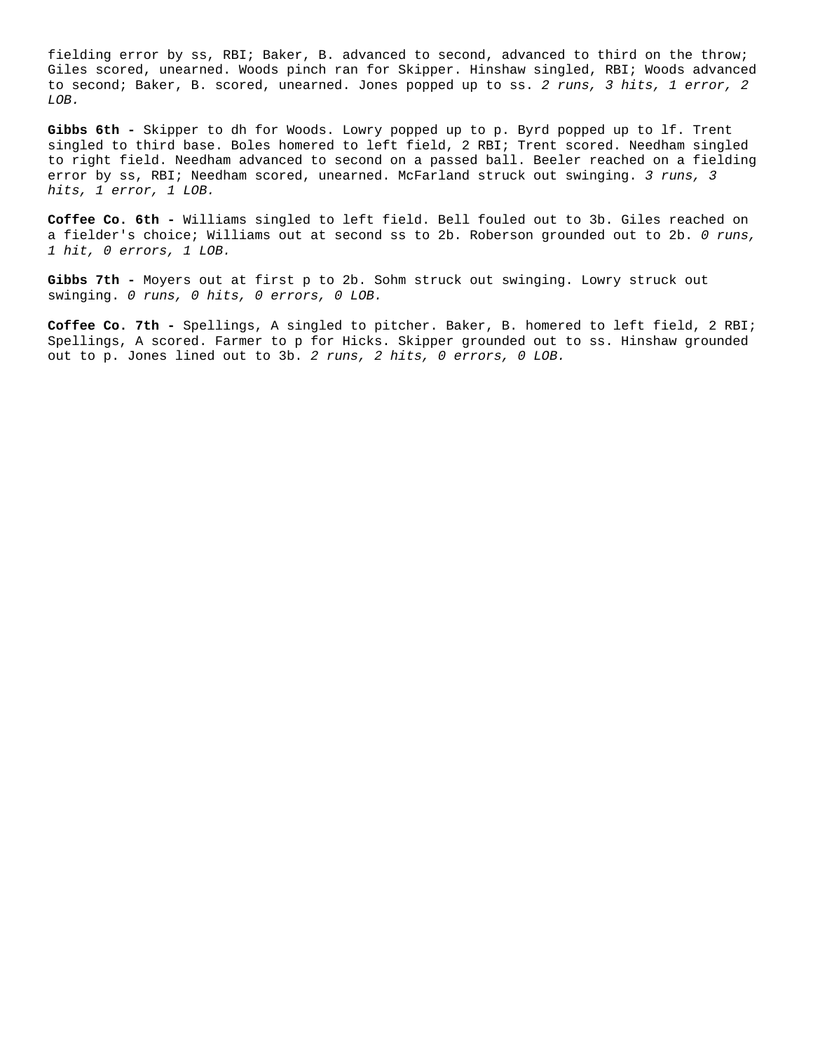fielding error by ss, RBI; Baker, B. advanced to second, advanced to third on the throw; Giles scored, unearned. Woods pinch ran for Skipper. Hinshaw singled, RBI; Woods advanced to second; Baker, B. scored, unearned. Jones popped up to ss. *2 runs, 3 hits, 1 error, 2 LOB.*

**Gibbs 6th -** Skipper to dh for Woods. Lowry popped up to p. Byrd popped up to lf. Trent singled to third base. Boles homered to left field, 2 RBI; Trent scored. Needham singled to right field. Needham advanced to second on a passed ball. Beeler reached on a fielding error by ss, RBI; Needham scored, unearned. McFarland struck out swinging. *3 runs, 3 hits, 1 error, 1 LOB.*

**Coffee Co. 6th -** Williams singled to left field. Bell fouled out to 3b. Giles reached on a fielder's choice; Williams out at second ss to 2b. Roberson grounded out to 2b. *0 runs, 1 hit, 0 errors, 1 LOB.*

**Gibbs 7th -** Moyers out at first p to 2b. Sohm struck out swinging. Lowry struck out swinging. *0 runs, 0 hits, 0 errors, 0 LOB.*

**Coffee Co. 7th -** Spellings, A singled to pitcher. Baker, B. homered to left field, 2 RBI; Spellings, A scored. Farmer to p for Hicks. Skipper grounded out to ss. Hinshaw grounded out to p. Jones lined out to 3b. *2 runs, 2 hits, 0 errors, 0 LOB.*